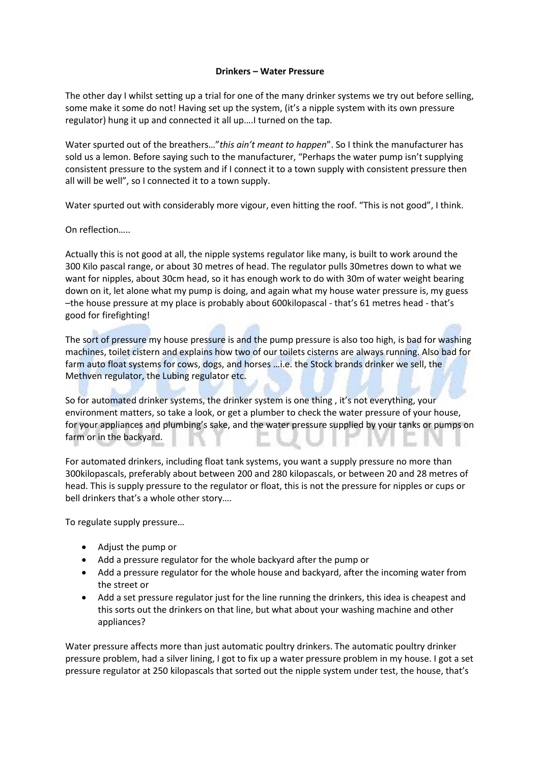**Drinkers – Water Pressure**

The other day I whilst setting up a trial for one of the many drinker systems we try out before selling, some make it some do not! Having set up the system, (it's a nipple system with its own pressure regulator) hung it up and connected it all up….I turned on the tap.

Water spurted out of the breathers…"*this ain't meant to happen*". So I think the manufacturer has sold us a lemon. Before saying such to the manufacturer, "Perhaps the water pump isn't supplying consistent pressure to the system and if I connect it to a town supply with consistent pressure then all will be well", so I connected it to a town supply.

Water spurted out with considerably more vigour, even hitting the roof. "This is not good", I think.

On reflection…..

Actually this is not good at all, the nipple systems regulator like many, is built to work around the 300 Kilo pascal range, or about 30 metres of head. The regulator pulls 30metres down to what we want for nipples, about 30cm head, so it has enough work to do with 30m of water weight bearing down on it, let alone what my pump is doing, and again what my house water pressure is, my guess –the house pressure at my place is probably about 600kilopascal - that's 61 metres head - that's good for firefighting!

The sort of pressure my house pressure is and the pump pressure is also too high, is bad for washing machines, toilet cistern and explains how two of our toilets cisterns are always running. Also bad for farm auto float systems for cows, dogs, and horses …i.e. the Stock brands drinker we sell, the Methven regulator, the Lubing regulator etc.

So for automated drinker systems, the drinker system is one thing , it's not everything, your environment matters, so take a look, or get a plumber to check the water pressure of your house, for your appliances and plumbing's sake, and the water pressure supplied by your tanks or pumps on farm or in the backyard.

For automated drinkers, including float tank systems, you want a supply pressure no more than 300kilopascals, preferably about between 200 and 280 kilopascals, or between 20 and 28 metres of head. This is supply pressure to the regulator or float, this is not the pressure for nipples or cups or bell drinkers that's a whole other story….

To regulate supply pressure…

- Adjust the pump or
- Add a pressure regulator for the whole backyard after the pump or
- Add a pressure regulator for the whole house and backyard, after the incoming water from the street or
- Add a set pressure regulator just for the line running the drinkers, this idea is cheapest and this sorts out the drinkers on that line, but what about your washing machine and other appliances?

Water pressure affects more than just automatic poultry drinkers. The automatic poultry drinker pressure problem, had a silver lining, I got to fix up a water pressure problem in my house. I got a set pressure regulator at 250 kilopascals that sorted out the nipple system under test, the house, that's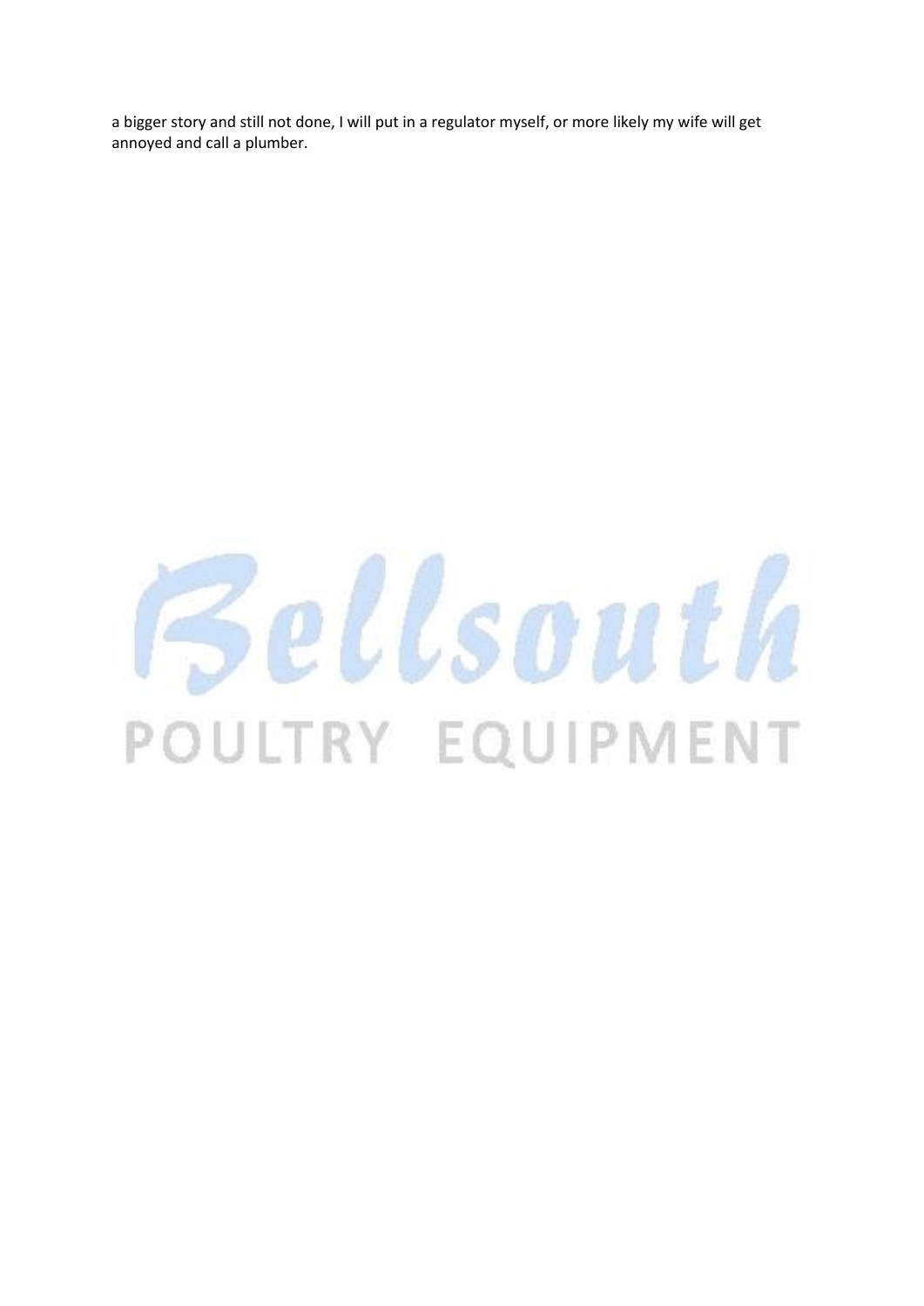a bigger story and still not done, I will put in a regulator myself, or more likely my wife will get annoyed and call a plumber.